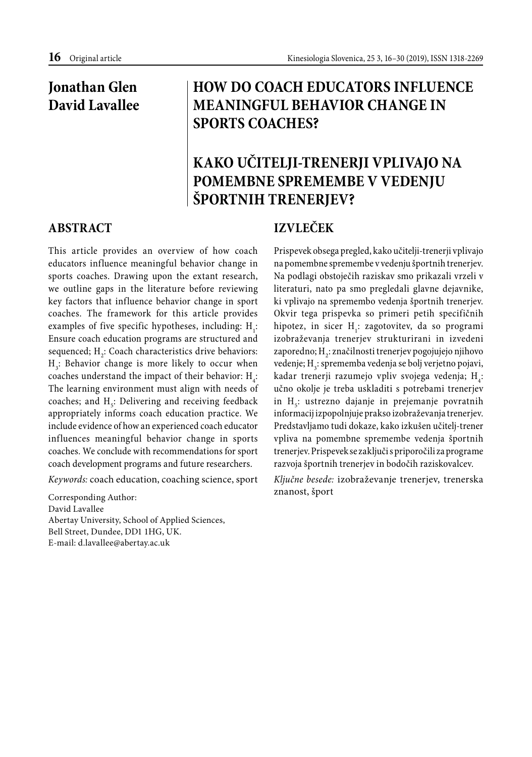**Jonathan Glen**
**David Lavallee**

# HOW DO COACH EDUCATORS INFLUENCE MEANINGFUL BEHAVIOR CHANGE IN SPORTS COACHES?

# KAKO UČITELJI-TRENERJI VPLIVAJO NA POMEMBNE SPREMEMBE V VEDENJU ŠPORTNIH TRENERJEV?

## ABSTRACT

This article provides an overview of how coach educators influence meaningful behavior change in sports coaches. Drawing upon the extant research, we outline gaps in the literature before reviewing key factors that influence behavior change in sport coaches. The framework for this article provides examples of five specific hypotheses, including: $H_1$: Ensure coach education programs are structured and sequenced; $H_2$: Coach characteristics drive behaviors: $H_3$: Behavior change is more likely to occur when coaches understand the impact of their behavior: $H_4$: The learning environment must align with needs of coaches; and $H_5$: Delivering and receiving feedback appropriately informs coach education practice. We include evidence of how an experienced coach educator influences meaningful behavior change in sports coaches. We conclude with recommendations for sport coach development programs and future researchers.

*Keywords:* coach education, coaching science, sport

Corresponding Author:
David Lavallee
Abertay University, School of Applied Sciences,
Bell Street, Dundee, DD1 1HG, UK.
E-mail: d.lavallee@abertay.ac.uk

## IZVLEČEK

Prispevek obsega pregled, kako učitelji-trenerji vplivajo na pomembne spremembe v vedenju športnih trenerjev. Na podlagi obstoječih raziskav smo prikazali vrzeli v literaturi, nato pa smo pregledali glavne dejavnike, ki vplivajo na spremembo vedenja športnih trenerjev. Okvir tega prispevka so primeri petih specifičnih hipotez, in sicer $H_1$: zagotovitev, da so programi izobraževanja trenerjev strukturirani in izvedeni zaporedno; $H_2$: značilnosti trenerjev pogojujejo njihovo vedenje; $H_3$: sprememba vedenja se bolj verjetno pojavi, kadar trenerji razumejo vpliv svojega vedenja; $H_4$: učno okolje je treba uskladiti s potrebami trenerjev in $H_5$: ustrezno dajanje in prejemanje povratnih informacij izpopolnjuje prakso izobraževanja trenerjev. Predstavljamo tudi dokaze, kako izkušen učitelj-trener vpliva na pomembne spremembe vedenja športnih trenerjev. Prispevek se zaključi s priporočili za programe razvoja športnih trenerjev in bodočih raziskovalcev.

*Ključne besede:* izobraževanje trenerjev, trenerska znanost, šport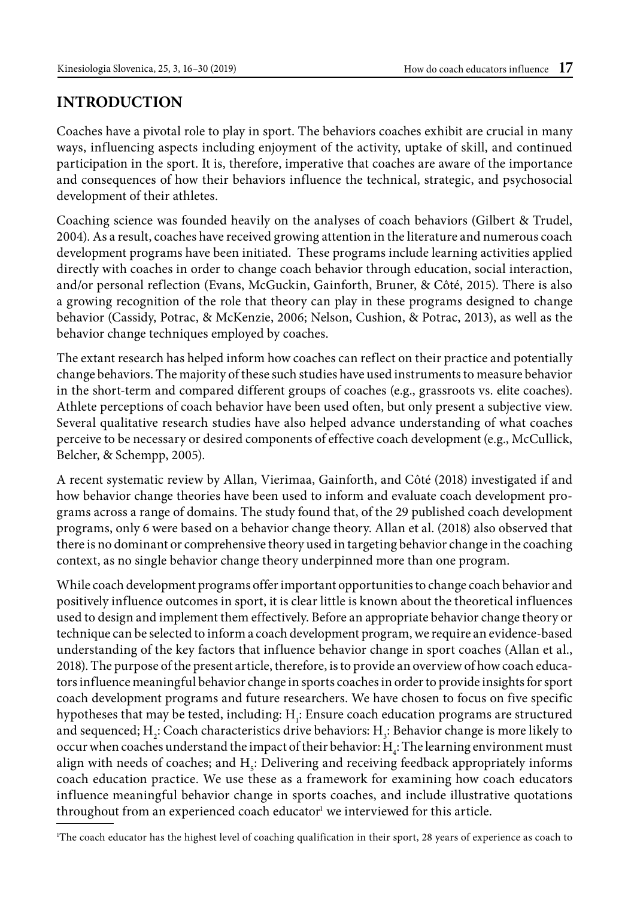## INTRODUCTION

Coaches have a pivotal role to play in sport. The behaviors coaches exhibit are crucial in many ways, influencing aspects including enjoyment of the activity, uptake of skill, and continued participation in the sport. It is, therefore, imperative that coaches are aware of the importance and consequences of how their behaviors influence the technical, strategic, and psychosocial development of their athletes.

Coaching science was founded heavily on the analyses of coach behaviors (Gilbert & Trudel, 2004). As a result, coaches have received growing attention in the literature and numerous coach development programs have been initiated. These programs include learning activities applied directly with coaches in order to change coach behavior through education, social interaction, and/or personal reflection (Evans, McGuckin, Gainforth, Bruner, & Côté, 2015). There is also a growing recognition of the role that theory can play in these programs designed to change behavior (Cassidy, Potrac, & McKenzie, 2006; Nelson, Cushion, & Potrac, 2013), as well as the behavior change techniques employed by coaches.

The extant research has helped inform how coaches can reflect on their practice and potentially change behaviors. The majority of these such studies have used instruments to measure behavior in the short-term and compared different groups of coaches (e.g., grassroots vs. elite coaches). Athlete perceptions of coach behavior have been used often, but only present a subjective view. Several qualitative research studies have also helped advance understanding of what coaches perceive to be necessary or desired components of effective coach development (e.g., McCullick, Belcher, & Schempp, 2005).

A recent systematic review by Allan, Vierimaa, Gainforth, and Côté (2018) investigated if and how behavior change theories have been used to inform and evaluate coach development programs across a range of domains. The study found that, of the 29 published coach development programs, only 6 were based on a behavior change theory. Allan et al. (2018) also observed that there is no dominant or comprehensive theory used in targeting behavior change in the coaching context, as no single behavior change theory underpinned more than one program.

While coach development programs offer important opportunities to change coach behavior and positively influence outcomes in sport, it is clear little is known about the theoretical influences used to design and implement them effectively. Before an appropriate behavior change theory or technique can be selected to inform a coach development program, we require an evidence-based understanding of the key factors that influence behavior change in sport coaches (Allan et al., 2018). The purpose of the present article, therefore, is to provide an overview of how coach educators influence meaningful behavior change in sports coaches in order to provide insights for sport coach development programs and future researchers. We have chosen to focus on five specific hypotheses that may be tested, including: $H_1$: Ensure coach education programs are structured and sequenced; $H_2$: Coach characteristics drive behaviors: $H_3$: Behavior change is more likely to occur when coaches understand the impact of their behavior: $H_4$: The learning environment must align with needs of coaches; and $H_5$: Delivering and receiving feedback appropriately informs coach education practice. We use these as a framework for examining how coach educators influence meaningful behavior change in sports coaches, and include illustrative quotations throughout from an experienced coach educator[1] we interviewed for this article.

[1]The coach educator has the highest level of coaching qualification in their sport, 28 years of experience as coach to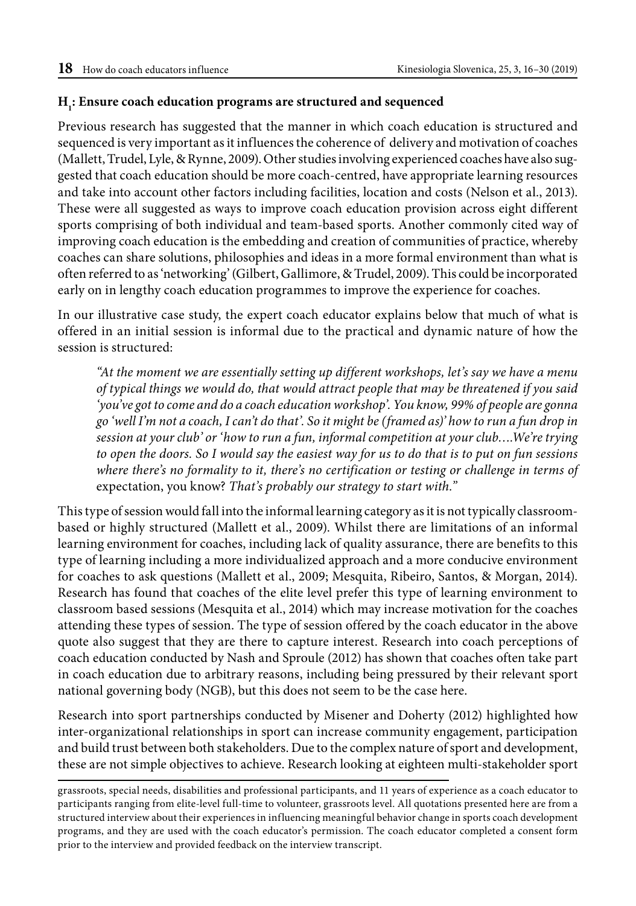### $H_1$: Ensure coach education programs are structured and sequenced

Previous research has suggested that the manner in which coach education is structured and sequenced is very important as it influences the coherence of delivery and motivation of coaches (Mallett, Trudel, Lyle, & Rynne, 2009). Other studies involving experienced coaches have also suggested that coach education should be more coach-centred, have appropriate learning resources and take into account other factors including facilities, location and costs (Nelson et al., 2013). These were all suggested as ways to improve coach education provision across eight different sports comprising of both individual and team-based sports. Another commonly cited way of improving coach education is the embedding and creation of communities of practice, whereby coaches can share solutions, philosophies and ideas in a more formal environment than what is often referred to as 'networking' (Gilbert, Gallimore, & Trudel, 2009). This could be incorporated early on in lengthy coach education programmes to improve the experience for coaches.

In our illustrative case study, the expert coach educator explains below that much of what is offered in an initial session is informal due to the practical and dynamic nature of how the session is structured:

> *"At the moment we are essentially setting up different workshops, let's say we have a menu of typical things we would do, that would attract people that may be threatened if you said 'you've got to come and do a coach education workshop'. You know, 99% of people are gonna go 'well I'm not a coach, I can't do that'. So it might be (framed as)' how to run a fun drop in session at your club' or 'how to run a fun, informal competition at your club….We're trying to open the doors. So I would say the easiest way for us to do that is to put on fun sessions where there's no formality to it, there's no certification or testing or challenge in terms of* expectation, you know? *That's probably our strategy to start with."*

This type of session would fall into the informal learning category as it is not typically classroom-based or highly structured (Mallett et al., 2009). Whilst there are limitations of an informal learning environment for coaches, including lack of quality assurance, there are benefits to this type of learning including a more individualized approach and a more conducive environment for coaches to ask questions (Mallett et al., 2009; Mesquita, Ribeiro, Santos, & Morgan, 2014). Research has found that coaches of the elite level prefer this type of learning environment to classroom based sessions (Mesquita et al., 2014) which may increase motivation for the coaches attending these types of session. The type of session offered by the coach educator in the above quote also suggest that they are there to capture interest. Research into coach perceptions of coach education conducted by Nash and Sproule (2012) has shown that coaches often take part in coach education due to arbitrary reasons, including being pressured by their relevant sport national governing body (NGB), but this does not seem to be the case here.

Research into sport partnerships conducted by Misener and Doherty (2012) highlighted how inter-organizational relationships in sport can increase community engagement, participation and build trust between both stakeholders. Due to the complex nature of sport and development, these are not simple objectives to achieve. Research looking at eighteen multi-stakeholder sport

---

grassroots, special needs, disabilities and professional participants, and 11 years of experience as a coach educator to participants ranging from elite-level full-time to volunteer, grassroots level. All quotations presented here are from a structured interview about their experiences in influencing meaningful behavior change in sports coach development programs, and they are used with the coach educator's permission. The coach educator completed a consent form prior to the interview and provided feedback on the interview transcript.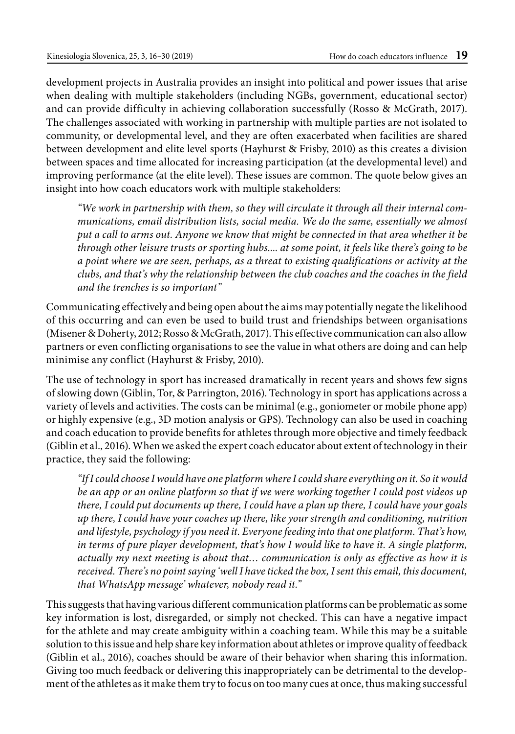development projects in Australia provides an insight into political and power issues that arise when dealing with multiple stakeholders (including NGBs, government, educational sector) and can provide difficulty in achieving collaboration successfully (Rosso & McGrath, 2017). The challenges associated with working in partnership with multiple parties are not isolated to community, or developmental level, and they are often exacerbated when facilities are shared between development and elite level sports (Hayhurst & Frisby, 2010) as this creates a division between spaces and time allocated for increasing participation (at the developmental level) and improving performance (at the elite level). These issues are common. The quote below gives an insight into how coach educators work with multiple stakeholders:

> *"We work in partnership with them, so they will circulate it through all their internal communications, email distribution lists, social media. We do the same, essentially we almost put a call to arms out. Anyone we know that might be connected in that area whether it be through other leisure trusts or sporting hubs.... at some point, it feels like there's going to be a point where we are seen, perhaps, as a threat to existing qualifications or activity at the clubs, and that's why the relationship between the club coaches and the coaches in the field and the trenches is so important"*

Communicating effectively and being open about the aims may potentially negate the likelihood of this occurring and can even be used to build trust and friendships between organisations (Misener & Doherty, 2012; Rosso & McGrath, 2017). This effective communication can also allow partners or even conflicting organisations to see the value in what others are doing and can help minimise any conflict (Hayhurst & Frisby, 2010).

The use of technology in sport has increased dramatically in recent years and shows few signs of slowing down (Giblin, Tor, & Parrington, 2016). Technology in sport has applications across a variety of levels and activities. The costs can be minimal (e.g., goniometer or mobile phone app) or highly expensive (e.g., 3D motion analysis or GPS). Technology can also be used in coaching and coach education to provide benefits for athletes through more objective and timely feedback (Giblin et al., 2016). When we asked the expert coach educator about extent of technology in their practice, they said the following:

> *"If I could choose I would have one platform where I could share everything on it. So it would be an app or an online platform so that if we were working together I could post videos up there, I could put documents up there, I could have a plan up there, I could have your goals up there, I could have your coaches up there, like your strength and conditioning, nutrition and lifestyle, psychology if you need it. Everyone feeding into that one platform. That's how, in terms of pure player development, that's how I would like to have it. A single platform, actually my next meeting is about that... communication is only as effective as how it is received. There's no point saying 'well I have ticked the box, I sent this email, this document, that WhatsApp message' whatever, nobody read it."*

This suggests that having various different communication platforms can be problematic as some key information is lost, disregarded, or simply not checked. This can have a negative impact for the athlete and may create ambiguity within a coaching team. While this may be a suitable solution to this issue and help share key information about athletes or improve quality of feedback (Giblin et al., 2016), coaches should be aware of their behavior when sharing this information. Giving too much feedback or delivering this inappropriately can be detrimental to the development of the athletes as it make them try to focus on too many cues at once, thus making successful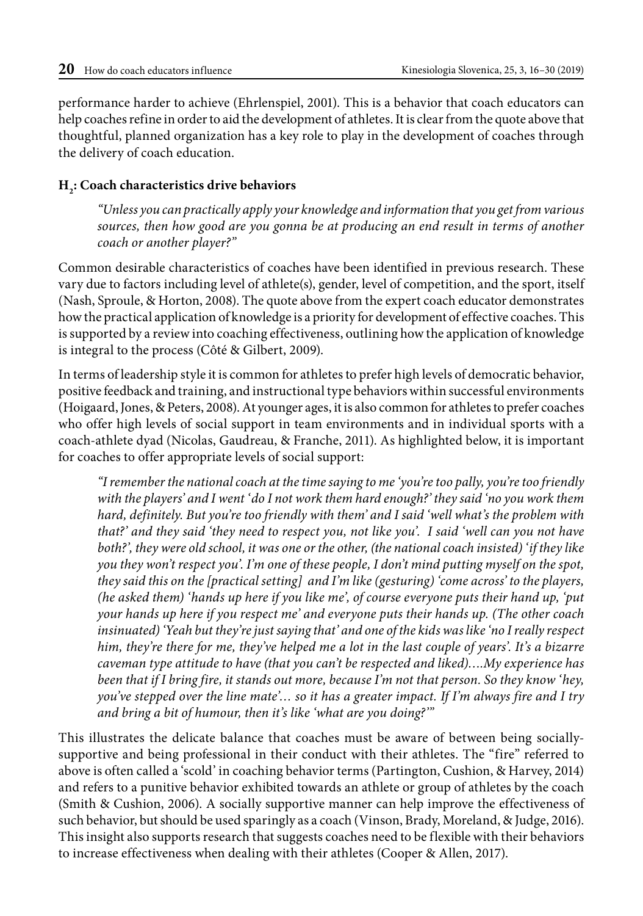performance harder to achieve (Ehrlenspiel, 2001). This is a behavior that coach educators can help coaches refine in order to aid the development of athletes. It is clear from the quote above that thoughtful, planned organization has a key role to play in the development of coaches through the delivery of coach education.

### $H_2$: Coach characteristics drive behaviors

> *"Unless you can practically apply your knowledge and information that you get from various sources, then how good are you gonna be at producing an end result in terms of another coach or another player?"*

Common desirable characteristics of coaches have been identified in previous research. These vary due to factors including level of athlete(s), gender, level of competition, and the sport, itself (Nash, Sproule, & Horton, 2008). The quote above from the expert coach educator demonstrates how the practical application of knowledge is a priority for development of effective coaches. This is supported by a review into coaching effectiveness, outlining how the application of knowledge is integral to the process (Côté & Gilbert, 2009).

In terms of leadership style it is common for athletes to prefer high levels of democratic behavior, positive feedback and training, and instructional type behaviors within successful environments (Hoigaard, Jones, & Peters, 2008). At younger ages, it is also common for athletes to prefer coaches who offer high levels of social support in team environments and in individual sports with a coach-athlete dyad (Nicolas, Gaudreau, & Franche, 2011). As highlighted below, it is important for coaches to offer appropriate levels of social support:

> *"I remember the national coach at the time saying to me 'you're too pally, you're too friendly with the players' and I went 'do I not work them hard enough?' they said 'no you work them hard, definitely. But you're too friendly with them' and I said 'well what's the problem with that?' and they said 'they need to respect you, not like you'. I said 'well can you not have both?', they were old school, it was one or the other, (the national coach insisted) 'if they like you they won't respect you'. I'm one of these people, I don't mind putting myself on the spot, they said this on the [practical setting] and I'm like (gesturing) 'come across' to the players, (he asked them) 'hands up here if you like me', of course everyone puts their hand up, 'put your hands up here if you respect me' and everyone puts their hands up. (The other coach insinuated) 'Yeah but they're just saying that' and one of the kids was like 'no I really respect him, they're there for me, they've helped me a lot in the last couple of years'. It's a bizarre caveman type attitude to have (that you can't be respected and liked)….My experience has been that if I bring fire, it stands out more, because I'm not that person. So they know 'hey, you've stepped over the line mate'… so it has a greater impact. If I'm always fire and I try and bring a bit of humour, then it's like 'what are you doing?'"*

This illustrates the delicate balance that coaches must be aware of between being socially-supportive and being professional in their conduct with their athletes. The "fire" referred to above is often called a 'scold' in coaching behavior terms (Partington, Cushion, & Harvey, 2014) and refers to a punitive behavior exhibited towards an athlete or group of athletes by the coach (Smith & Cushion, 2006). A socially supportive manner can help improve the effectiveness of such behavior, but should be used sparingly as a coach (Vinson, Brady, Moreland, & Judge, 2016). This insight also supports research that suggests coaches need to be flexible with their behaviors to increase effectiveness when dealing with their athletes (Cooper & Allen, 2017).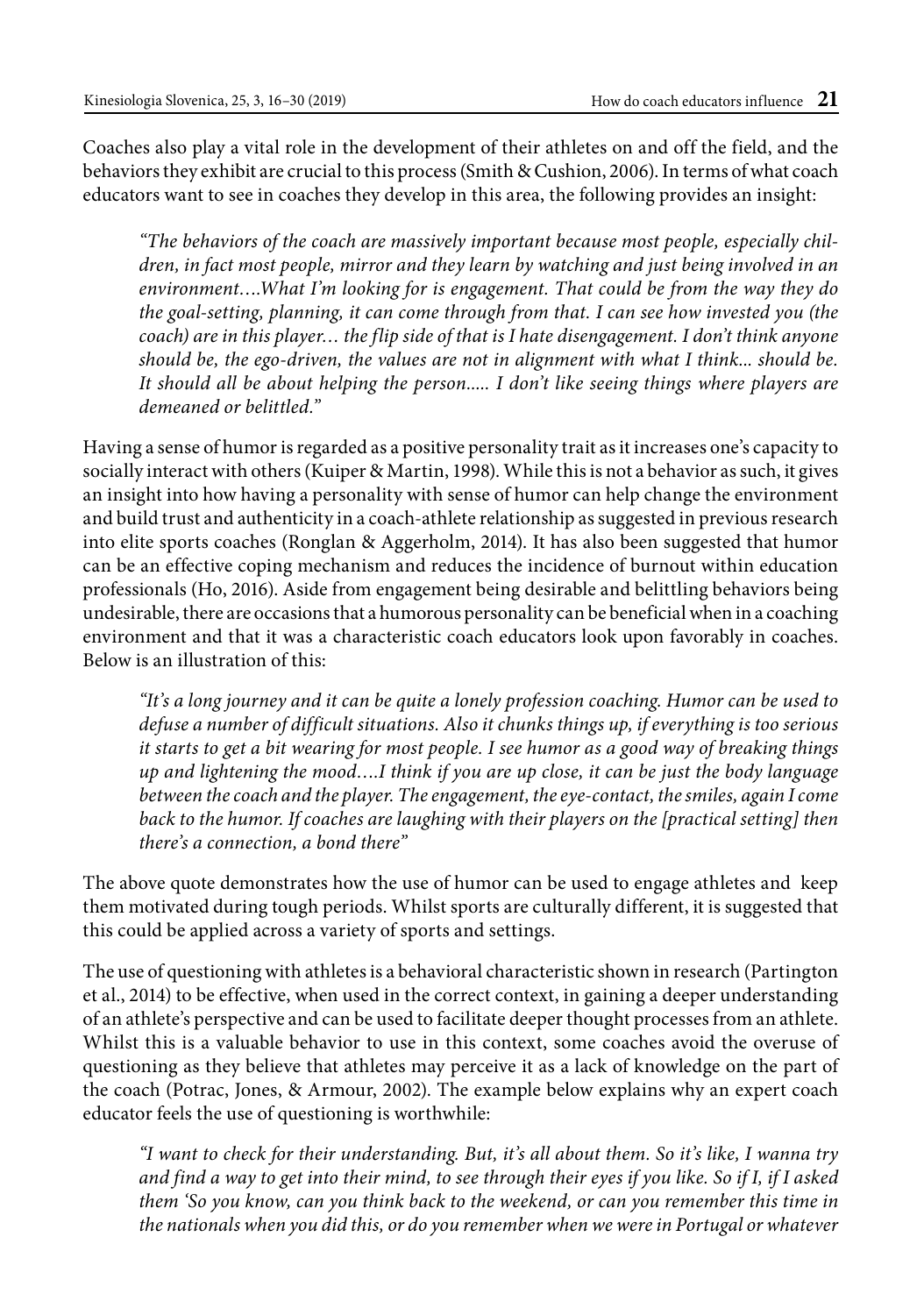Coaches also play a vital role in the development of their athletes on and off the field, and the behaviors they exhibit are crucial to this process (Smith & Cushion, 2006). In terms of what coach educators want to see in coaches they develop in this area, the following provides an insight:

> *"The behaviors of the coach are massively important because most people, especially children, in fact most people, mirror and they learn by watching and just being involved in an environment….What I'm looking for is engagement. That could be from the way they do the goal-setting, planning, it can come through from that. I can see how invested you (the coach) are in this player… the flip side of that is I hate disengagement. I don't think anyone should be, the ego-driven, the values are not in alignment with what I think... should be. It should all be about helping the person..... I don't like seeing things where players are demeaned or belittled."*

Having a sense of humor is regarded as a positive personality trait as it increases one's capacity to socially interact with others (Kuiper & Martin, 1998). While this is not a behavior as such, it gives an insight into how having a personality with sense of humor can help change the environment and build trust and authenticity in a coach-athlete relationship as suggested in previous research into elite sports coaches (Ronglan & Aggerholm, 2014). It has also been suggested that humor can be an effective coping mechanism and reduces the incidence of burnout within education professionals (Ho, 2016). Aside from engagement being desirable and belittling behaviors being undesirable, there are occasions that a humorous personality can be beneficial when in a coaching environment and that it was a characteristic coach educators look upon favorably in coaches. Below is an illustration of this:

> *"It's a long journey and it can be quite a lonely profession coaching. Humor can be used to defuse a number of difficult situations. Also it chunks things up, if everything is too serious it starts to get a bit wearing for most people. I see humor as a good way of breaking things up and lightening the mood….I think if you are up close, it can be just the body language between the coach and the player. The engagement, the eye-contact, the smiles, again I come back to the humor. If coaches are laughing with their players on the [practical setting] then there's a connection, a bond there"*

The above quote demonstrates how the use of humor can be used to engage athletes and keep them motivated during tough periods. Whilst sports are culturally different, it is suggested that this could be applied across a variety of sports and settings.

The use of questioning with athletes is a behavioral characteristic shown in research (Partington et al., 2014) to be effective, when used in the correct context, in gaining a deeper understanding of an athlete's perspective and can be used to facilitate deeper thought processes from an athlete. Whilst this is a valuable behavior to use in this context, some coaches avoid the overuse of questioning as they believe that athletes may perceive it as a lack of knowledge on the part of the coach (Potrac, Jones, & Armour, 2002). The example below explains why an expert coach educator feels the use of questioning is worthwhile:

> *"I want to check for their understanding. But, it's all about them. So it's like, I wanna try and find a way to get into their mind, to see through their eyes if you like. So if I, if I asked them 'So you know, can you think back to the weekend, or can you remember this time in the nationals when you did this, or do you remember when we were in Portugal or whatever*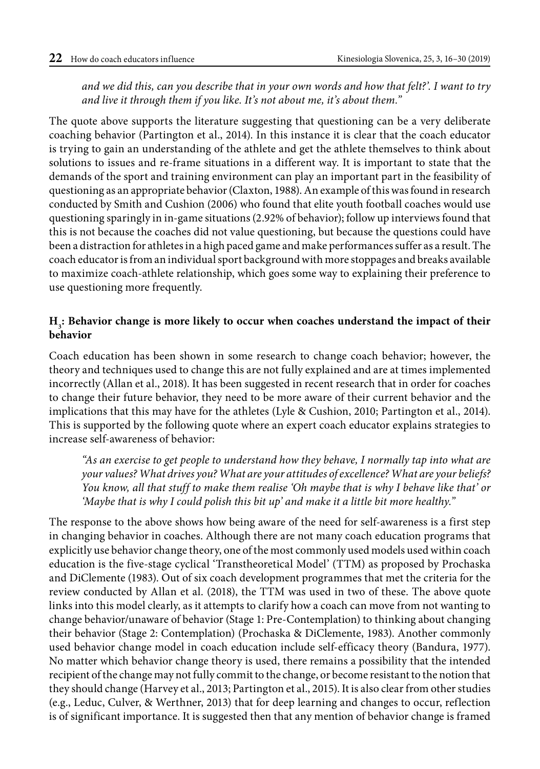*and we did this, can you describe that in your own words and how that felt?'. I want to try and live it through them if you like. It's not about me, it's about them."*

The quote above supports the literature suggesting that questioning can be a very deliberate coaching behavior (Partington et al., 2014). In this instance it is clear that the coach educator is trying to gain an understanding of the athlete and get the athlete themselves to think about solutions to issues and re-frame situations in a different way. It is important to state that the demands of the sport and training environment can play an important part in the feasibility of questioning as an appropriate behavior (Claxton, 1988). An example of this was found in research conducted by Smith and Cushion (2006) who found that elite youth football coaches would use questioning sparingly in in-game situations (2.92% of behavior); follow up interviews found that this is not because the coaches did not value questioning, but because the questions could have been a distraction for athletes in a high paced game and make performances suffer as a result. The coach educator is from an individual sport background with more stoppages and breaks available to maximize coach-athlete relationship, which goes some way to explaining their preference to use questioning more frequently.

### $H_3$: Behavior change is more likely to occur when coaches understand the impact of their behavior

Coach education has been shown in some research to change coach behavior; however, the theory and techniques used to change this are not fully explained and are at times implemented incorrectly (Allan et al., 2018). It has been suggested in recent research that in order for coaches to change their future behavior, they need to be more aware of their current behavior and the implications that this may have for the athletes (Lyle & Cushion, 2010; Partington et al., 2014). This is supported by the following quote where an expert coach educator explains strategies to increase self-awareness of behavior:

> *"As an exercise to get people to understand how they behave, I normally tap into what are your values? What drives you? What are your attitudes of excellence? What are your beliefs? You know, all that stuff to make them realise 'Oh maybe that is why I behave like that' or 'Maybe that is why I could polish this bit up' and make it a little bit more healthy."*

The response to the above shows how being aware of the need for self-awareness is a first step in changing behavior in coaches. Although there are not many coach education programs that explicitly use behavior change theory, one of the most commonly used models used within coach education is the five-stage cyclical 'Transtheoretical Model' (TTM) as proposed by Prochaska and DiClemente (1983). Out of six coach development programmes that met the criteria for the review conducted by Allan et al. (2018), the TTM was used in two of these. The above quote links into this model clearly, as it attempts to clarify how a coach can move from not wanting to change behavior/unaware of behavior (Stage 1: Pre-Contemplation) to thinking about changing their behavior (Stage 2: Contemplation) (Prochaska & DiClemente, 1983). Another commonly used behavior change model in coach education include self-efficacy theory (Bandura, 1977). No matter which behavior change theory is used, there remains a possibility that the intended recipient of the change may not fully commit to the change, or become resistant to the notion that they should change (Harvey et al., 2013; Partington et al., 2015). It is also clear from other studies (e.g., Leduc, Culver, & Werthner, 2013) that for deep learning and changes to occur, reflection is of significant importance. It is suggested then that any mention of behavior change is framed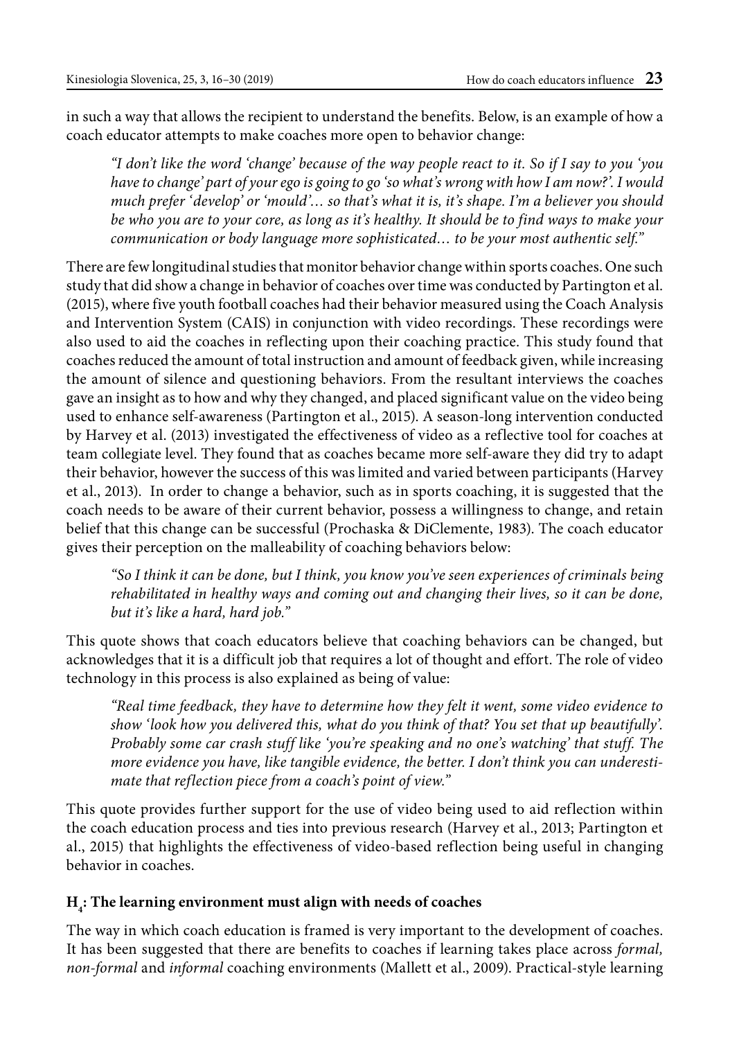in such a way that allows the recipient to understand the benefits. Below, is an example of how a coach educator attempts to make coaches more open to behavior change:

> *"I don't like the word 'change' because of the way people react to it. So if I say to you 'you have to change' part of your ego is going to go 'so what's wrong with how I am now?'. I would much prefer 'develop' or 'mould'… so that's what it is, it's shape. I'm a believer you should be who you are to your core, as long as it's healthy. It should be to find ways to make your communication or body language more sophisticated… to be your most authentic self."*

There are few longitudinal studies that monitor behavior change within sports coaches. One such study that did show a change in behavior of coaches over time was conducted by Partington et al. (2015), where five youth football coaches had their behavior measured using the Coach Analysis and Intervention System (CAIS) in conjunction with video recordings. These recordings were also used to aid the coaches in reflecting upon their coaching practice. This study found that coaches reduced the amount of total instruction and amount of feedback given, while increasing the amount of silence and questioning behaviors. From the resultant interviews the coaches gave an insight as to how and why they changed, and placed significant value on the video being used to enhance self-awareness (Partington et al., 2015). A season-long intervention conducted by Harvey et al. (2013) investigated the effectiveness of video as a reflective tool for coaches at team collegiate level. They found that as coaches became more self-aware they did try to adapt their behavior, however the success of this was limited and varied between participants (Harvey et al., 2013). In order to change a behavior, such as in sports coaching, it is suggested that the coach needs to be aware of their current behavior, possess a willingness to change, and retain belief that this change can be successful (Prochaska & DiClemente, 1983). The coach educator gives their perception on the malleability of coaching behaviors below:

> *"So I think it can be done, but I think, you know you've seen experiences of criminals being rehabilitated in healthy ways and coming out and changing their lives, so it can be done, but it's like a hard, hard job."*

This quote shows that coach educators believe that coaching behaviors can be changed, but acknowledges that it is a difficult job that requires a lot of thought and effort. The role of video technology in this process is also explained as being of value:

> *"Real time feedback, they have to determine how they felt it went, some video evidence to show 'look how you delivered this, what do you think of that? You set that up beautifully'. Probably some car crash stuff like 'you're speaking and no one's watching' that stuff. The more evidence you have, like tangible evidence, the better. I don't think you can underestimate that reflection piece from a coach's point of view."*

This quote provides further support for the use of video being used to aid reflection within the coach education process and ties into previous research (Harvey et al., 2013; Partington et al., 2015) that highlights the effectiveness of video-based reflection being useful in changing behavior in coaches.

### $H_4$: The learning environment must align with needs of coaches

The way in which coach education is framed is very important to the development of coaches. It has been suggested that there are benefits to coaches if learning takes place across *formal, non-formal* and *informal* coaching environments (Mallett et al., 2009). Practical-style learning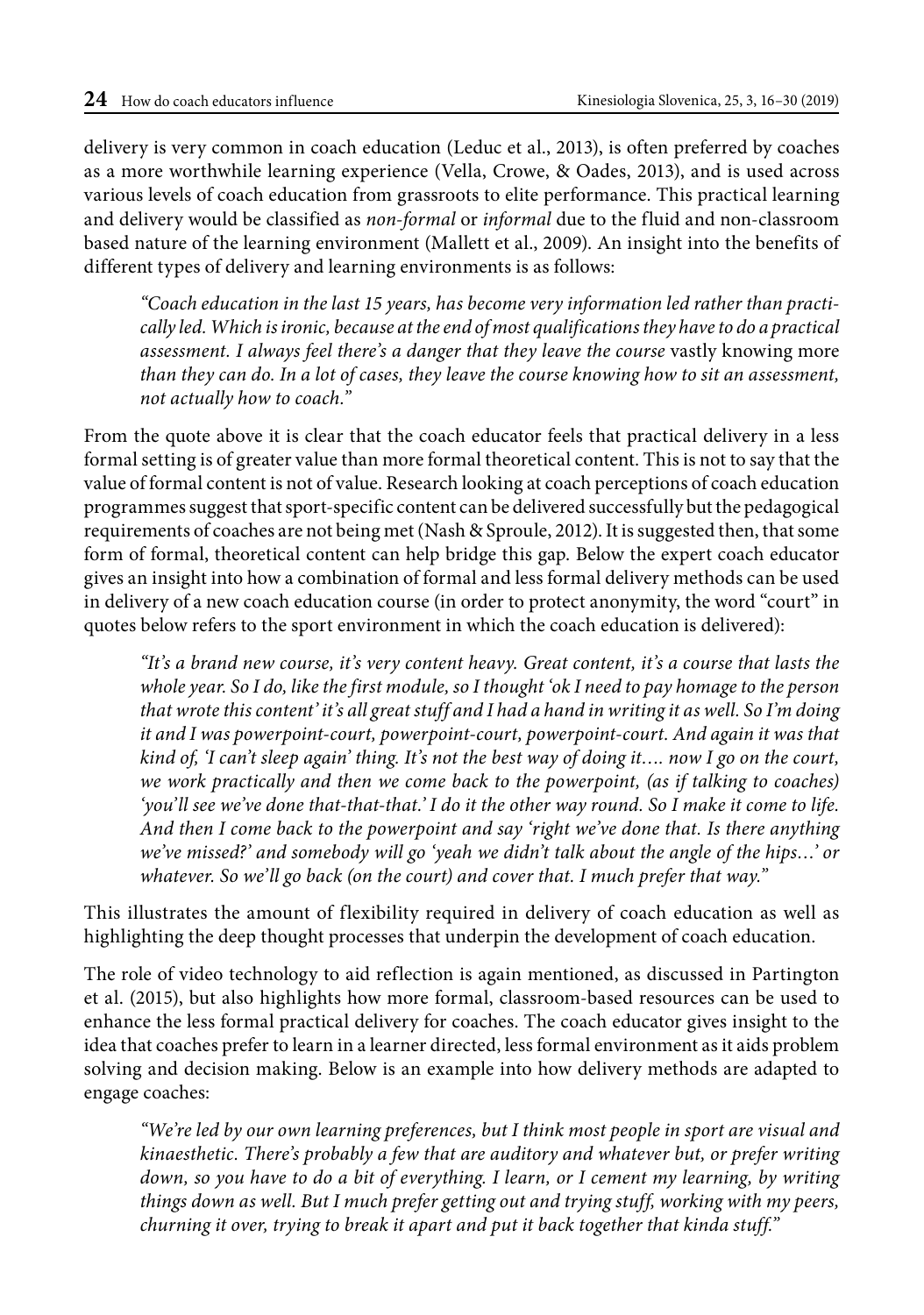delivery is very common in coach education (Leduc et al., 2013), is often preferred by coaches as a more worthwhile learning experience (Vella, Crowe, & Oades, 2013), and is used across various levels of coach education from grassroots to elite performance. This practical learning and delivery would be classified as *non-formal* or *informal* due to the fluid and non-classroom based nature of the learning environment (Mallett et al., 2009). An insight into the benefits of different types of delivery and learning environments is as follows:

> *"Coach education in the last 15 years, has become very information led rather than practically led. Which is ironic, because at the end of most qualifications they have to do a practical assessment. I always feel there's a danger that they leave the course* vastly knowing more *than they can do. In a lot of cases, they leave the course knowing how to sit an assessment, not actually how to coach."*

From the quote above it is clear that the coach educator feels that practical delivery in a less formal setting is of greater value than more formal theoretical content. This is not to say that the value of formal content is not of value. Research looking at coach perceptions of coach education programmes suggest that sport-specific content can be delivered successfully but the pedagogical requirements of coaches are not being met (Nash & Sproule, 2012). It is suggested then, that some form of formal, theoretical content can help bridge this gap. Below the expert coach educator gives an insight into how a combination of formal and less formal delivery methods can be used in delivery of a new coach education course (in order to protect anonymity, the word "court" in quotes below refers to the sport environment in which the coach education is delivered):

> *"It's a brand new course, it's very content heavy. Great content, it's a course that lasts the whole year. So I do, like the first module, so I thought 'ok I need to pay homage to the person that wrote this content' it's all great stuff and I had a hand in writing it as well. So I'm doing it and I was powerpoint-court, powerpoint-court, powerpoint-court. And again it was that kind of, 'I can't sleep again' thing. It's not the best way of doing it…. now I go on the court, we work practically and then we come back to the powerpoint, (as if talking to coaches) 'you'll see we've done that-that-that.' I do it the other way round. So I make it come to life. And then I come back to the powerpoint and say 'right we've done that. Is there anything we've missed?' and somebody will go 'yeah we didn't talk about the angle of the hips…' or whatever. So we'll go back (on the court) and cover that. I much prefer that way."*

This illustrates the amount of flexibility required in delivery of coach education as well as highlighting the deep thought processes that underpin the development of coach education.

The role of video technology to aid reflection is again mentioned, as discussed in Partington et al. (2015), but also highlights how more formal, classroom-based resources can be used to enhance the less formal practical delivery for coaches. The coach educator gives insight to the idea that coaches prefer to learn in a learner directed, less formal environment as it aids problem solving and decision making. Below is an example into how delivery methods are adapted to engage coaches:

> *"We're led by our own learning preferences, but I think most people in sport are visual and kinaesthetic. There's probably a few that are auditory and whatever but, or prefer writing down, so you have to do a bit of everything. I learn, or I cement my learning, by writing things down as well. But I much prefer getting out and trying stuff, working with my peers, churning it over, trying to break it apart and put it back together that kinda stuff."*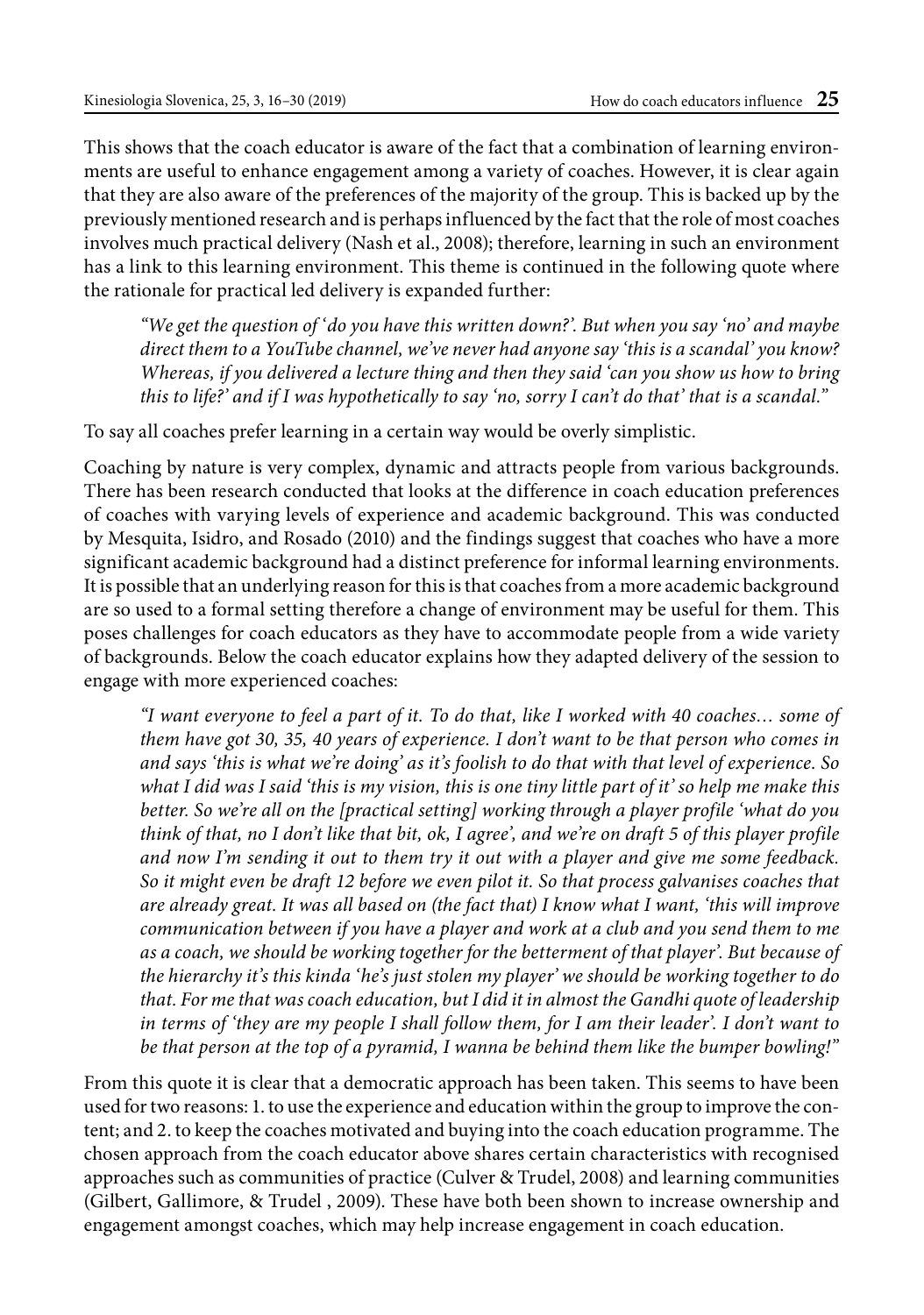This shows that the coach educator is aware of the fact that a combination of learning environments are useful to enhance engagement among a variety of coaches. However, it is clear again that they are also aware of the preferences of the majority of the group. This is backed up by the previously mentioned research and is perhaps influenced by the fact that the role of most coaches involves much practical delivery (Nash et al., 2008); therefore, learning in such an environment has a link to this learning environment. This theme is continued in the following quote where the rationale for practical led delivery is expanded further:

> *"We get the question of 'do you have this written down?'. But when you say 'no' and maybe direct them to a YouTube channel, we've never had anyone say 'this is a scandal' you know? Whereas, if you delivered a lecture thing and then they said 'can you show us how to bring this to life?' and if I was hypothetically to say 'no, sorry I can't do that' that is a scandal."*

To say all coaches prefer learning in a certain way would be overly simplistic.

Coaching by nature is very complex, dynamic and attracts people from various backgrounds. There has been research conducted that looks at the difference in coach education preferences of coaches with varying levels of experience and academic background. This was conducted by Mesquita, Isidro, and Rosado (2010) and the findings suggest that coaches who have a more significant academic background had a distinct preference for informal learning environments. It is possible that an underlying reason for this is that coaches from a more academic background are so used to a formal setting therefore a change of environment may be useful for them. This poses challenges for coach educators as they have to accommodate people from a wide variety of backgrounds. Below the coach educator explains how they adapted delivery of the session to engage with more experienced coaches:

> *"I want everyone to feel a part of it. To do that, like I worked with 40 coaches… some of them have got 30, 35, 40 years of experience. I don't want to be that person who comes in and says 'this is what we're doing' as it's foolish to do that with that level of experience. So what I did was I said 'this is my vision, this is one tiny little part of it' so help me make this better. So we're all on the [practical setting] working through a player profile 'what do you think of that, no I don't like that bit, ok, I agree', and we're on draft 5 of this player profile and now I'm sending it out to them try it out with a player and give me some feedback. So it might even be draft 12 before we even pilot it. So that process galvanises coaches that are already great. It was all based on (the fact that) I know what I want, 'this will improve communication between if you have a player and work at a club and you send them to me as a coach, we should be working together for the betterment of that player'. But because of the hierarchy it's this kinda 'he's just stolen my player' we should be working together to do that. For me that was coach education, but I did it in almost the Gandhi quote of leadership in terms of 'they are my people I shall follow them, for I am their leader'. I don't want to be that person at the top of a pyramid, I wanna be behind them like the bumper bowling!"*

From this quote it is clear that a democratic approach has been taken. This seems to have been used for two reasons: 1. to use the experience and education within the group to improve the content; and 2. to keep the coaches motivated and buying into the coach education programme. The chosen approach from the coach educator above shares certain characteristics with recognised approaches such as communities of practice (Culver & Trudel, 2008) and learning communities (Gilbert, Gallimore, & Trudel , 2009). These have both been shown to increase ownership and engagement amongst coaches, which may help increase engagement in coach education.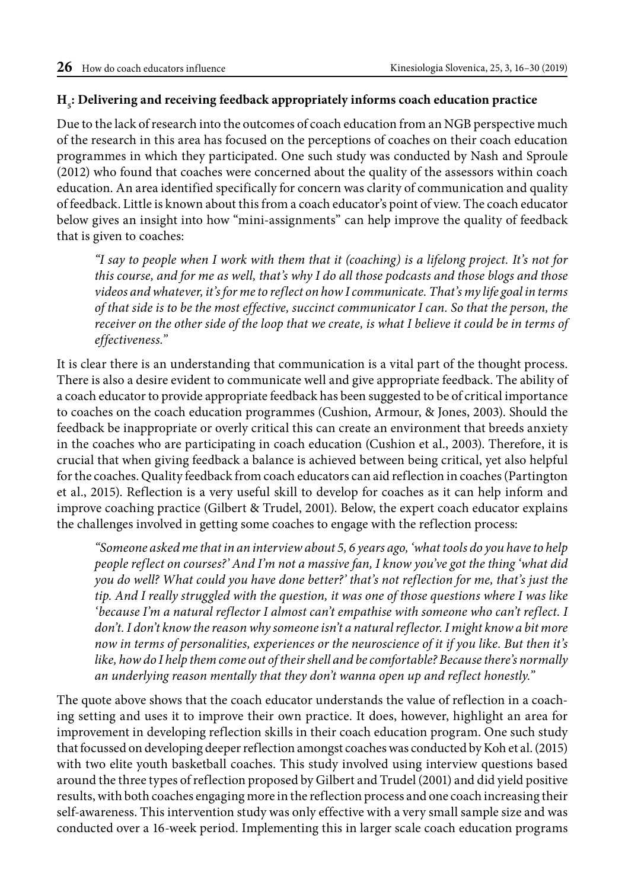### $H_5$: Delivering and receiving feedback appropriately informs coach education practice

Due to the lack of research into the outcomes of coach education from an NGB perspective much of the research in this area has focused on the perceptions of coaches on their coach education programmes in which they participated. One such study was conducted by Nash and Sproule (2012) who found that coaches were concerned about the quality of the assessors within coach education. An area identified specifically for concern was clarity of communication and quality of feedback. Little is known about this from a coach educator's point of view. The coach educator below gives an insight into how "mini-assignments" can help improve the quality of feedback that is given to coaches:

> *"I say to people when I work with them that it (coaching) is a lifelong project. It's not for this course, and for me as well, that's why I do all those podcasts and those blogs and those videos and whatever, it's for me to reflect on how I communicate. That's my life goal in terms of that side is to be the most effective, succinct communicator I can. So that the person, the receiver on the other side of the loop that we create, is what I believe it could be in terms of effectiveness."*

It is clear there is an understanding that communication is a vital part of the thought process. There is also a desire evident to communicate well and give appropriate feedback. The ability of a coach educator to provide appropriate feedback has been suggested to be of critical importance to coaches on the coach education programmes (Cushion, Armour, & Jones, 2003). Should the feedback be inappropriate or overly critical this can create an environment that breeds anxiety in the coaches who are participating in coach education (Cushion et al., 2003). Therefore, it is crucial that when giving feedback a balance is achieved between being critical, yet also helpful for the coaches. Quality feedback from coach educators can aid reflection in coaches (Partington et al., 2015). Reflection is a very useful skill to develop for coaches as it can help inform and improve coaching practice (Gilbert & Trudel, 2001). Below, the expert coach educator explains the challenges involved in getting some coaches to engage with the reflection process:

> *"Someone asked me that in an interview about 5, 6 years ago, 'what tools do you have to help people reflect on courses?' And I'm not a massive fan, I know you've got the thing 'what did you do well? What could you have done better?' that's not reflection for me, that's just the tip. And I really struggled with the question, it was one of those questions where I was like 'because I'm a natural reflector I almost can't empathise with someone who can't reflect. I don't. I don't know the reason why someone isn't a natural reflector. I might know a bit more now in terms of personalities, experiences or the neuroscience of it if you like. But then it's like, how do I help them come out of their shell and be comfortable? Because there's normally an underlying reason mentally that they don't wanna open up and reflect honestly."*

The quote above shows that the coach educator understands the value of reflection in a coaching setting and uses it to improve their own practice. It does, however, highlight an area for improvement in developing reflection skills in their coach education program. One such study that focussed on developing deeper reflection amongst coaches was conducted by Koh et al. (2015) with two elite youth basketball coaches. This study involved using interview questions based around the three types of reflection proposed by Gilbert and Trudel (2001) and did yield positive results, with both coaches engaging more in the reflection process and one coach increasing their self-awareness. This intervention study was only effective with a very small sample size and was conducted over a 16-week period. Implementing this in larger scale coach education programs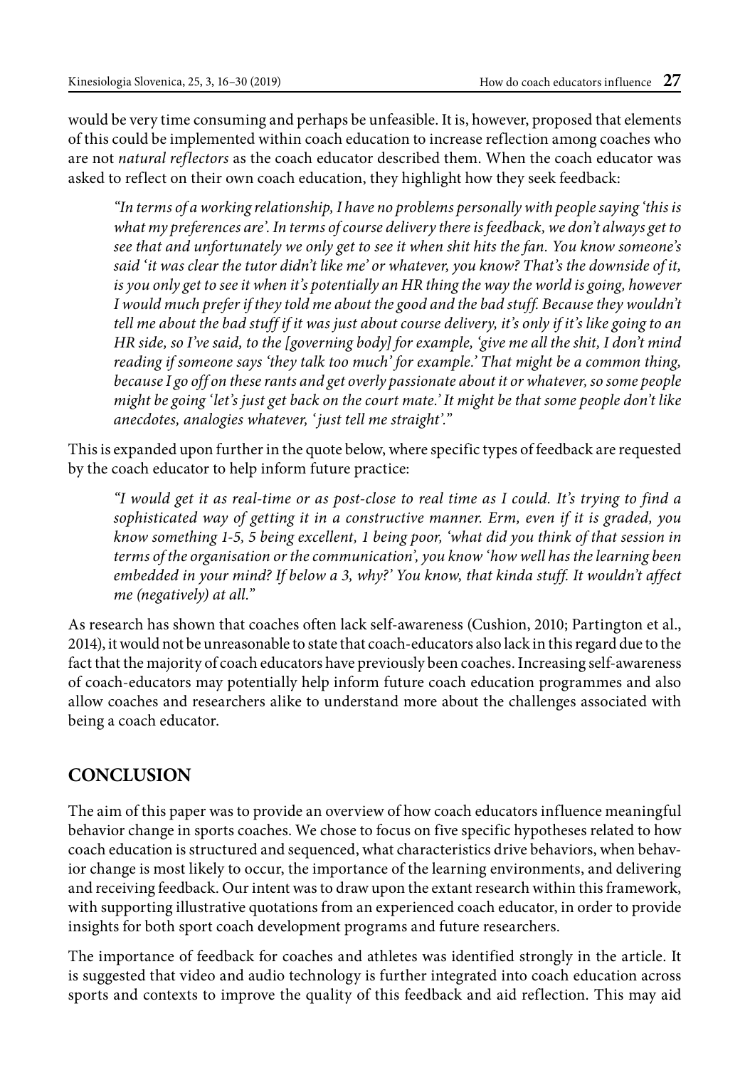would be very time consuming and perhaps be unfeasible. It is, however, proposed that elements of this could be implemented within coach education to increase reflection among coaches who are not *natural reflectors* as the coach educator described them. When the coach educator was asked to reflect on their own coach education, they highlight how they seek feedback:

> *"In terms of a working relationship, I have no problems personally with people saying 'this is what my preferences are'. In terms of course delivery there is feedback, we don't always get to see that and unfortunately we only get to see it when shit hits the fan. You know someone's said 'it was clear the tutor didn't like me' or whatever, you know? That's the downside of it, is you only get to see it when it's potentially an HR thing the way the world is going, however I would much prefer if they told me about the good and the bad stuff. Because they wouldn't tell me about the bad stuff if it was just about course delivery, it's only if it's like going to an HR side, so I've said, to the [governing body] for example, 'give me all the shit, I don't mind reading if someone says 'they talk too much' for example.' That might be a common thing, because I go off on these rants and get overly passionate about it or whatever, so some people might be going 'let's just get back on the court mate.' It might be that some people don't like anecdotes, analogies whatever, 'just tell me straight'."*

This is expanded upon further in the quote below, where specific types of feedback are requested by the coach educator to help inform future practice:

> *"I would get it as real-time or as post-close to real time as I could. It's trying to find a sophisticated way of getting it in a constructive manner. Erm, even if it is graded, you know something 1-5, 5 being excellent, 1 being poor, 'what did you think of that session in terms of the organisation or the communication', you know 'how well has the learning been embedded in your mind? If below a 3, why?' You know, that kinda stuff. It wouldn't affect me (negatively) at all."*

As research has shown that coaches often lack self-awareness (Cushion, 2010; Partington et al., 2014), it would not be unreasonable to state that coach-educators also lack in this regard due to the fact that the majority of coach educators have previously been coaches. Increasing self-awareness of coach-educators may potentially help inform future coach education programmes and also allow coaches and researchers alike to understand more about the challenges associated with being a coach educator.

## CONCLUSION

The aim of this paper was to provide an overview of how coach educators influence meaningful behavior change in sports coaches. We chose to focus on five specific hypotheses related to how coach education is structured and sequenced, what characteristics drive behaviors, when behavior change is most likely to occur, the importance of the learning environments, and delivering and receiving feedback. Our intent was to draw upon the extant research within this framework, with supporting illustrative quotations from an experienced coach educator, in order to provide insights for both sport coach development programs and future researchers.

The importance of feedback for coaches and athletes was identified strongly in the article. It is suggested that video and audio technology is further integrated into coach education across sports and contexts to improve the quality of this feedback and aid reflection. This may aid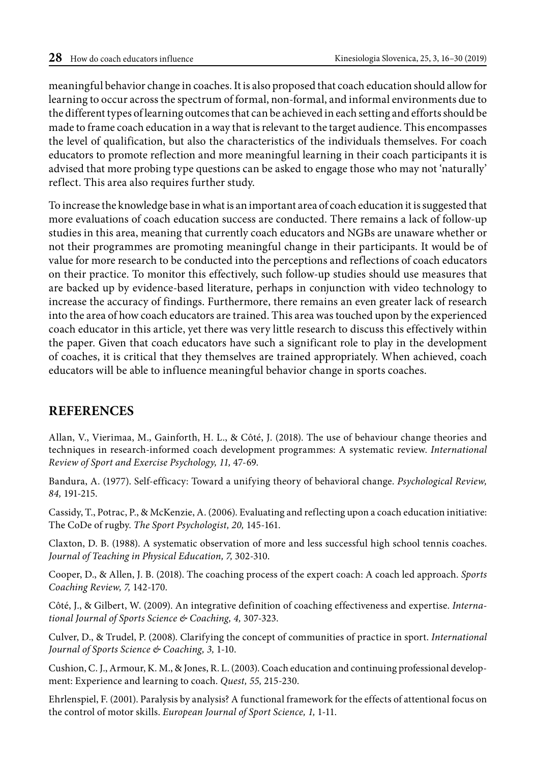meaningful behavior change in coaches. It is also proposed that coach education should allow for learning to occur across the spectrum of formal, non-formal, and informal environments due to the different types of learning outcomes that can be achieved in each setting and efforts should be made to frame coach education in a way that is relevant to the target audience. This encompasses the level of qualification, but also the characteristics of the individuals themselves. For coach educators to promote reflection and more meaningful learning in their coach participants it is advised that more probing type questions can be asked to engage those who may not 'naturally' reflect. This area also requires further study.

To increase the knowledge base in what is an important area of coach education it is suggested that more evaluations of coach education success are conducted. There remains a lack of follow-up studies in this area, meaning that currently coach educators and NGBs are unaware whether or not their programmes are promoting meaningful change in their participants. It would be of value for more research to be conducted into the perceptions and reflections of coach educators on their practice. To monitor this effectively, such follow-up studies should use measures that are backed up by evidence-based literature, perhaps in conjunction with video technology to increase the accuracy of findings. Furthermore, there remains an even greater lack of research into the area of how coach educators are trained. This area was touched upon by the experienced coach educator in this article, yet there was very little research to discuss this effectively within the paper. Given that coach educators have such a significant role to play in the development of coaches, it is critical that they themselves are trained appropriately. When achieved, coach educators will be able to influence meaningful behavior change in sports coaches.

## REFERENCES

Allan, V., Vierimaa, M., Gainforth, H. L., & Côté, J. (2018). The use of behaviour change theories and techniques in research-informed coach development programmes: A systematic review. *International Review of Sport and Exercise Psychology, 11,* 47-69.

Bandura, A. (1977). Self-efficacy: Toward a unifying theory of behavioral change. *Psychological Review, 84,* 191-215.

Cassidy, T., Potrac, P., & McKenzie, A. (2006). Evaluating and reflecting upon a coach education initiative: The CoDe of rugby. *The Sport Psychologist, 20,* 145-161.

Claxton, D. B. (1988). A systematic observation of more and less successful high school tennis coaches. *Journal of Teaching in Physical Education, 7,* 302-310.

Cooper, D., & Allen, J. B. (2018). The coaching process of the expert coach: A coach led approach. *Sports Coaching Review, 7,* 142-170.

Côté, J., & Gilbert, W. (2009). An integrative definition of coaching effectiveness and expertise. *International Journal of Sports Science & Coaching, 4,* 307-323.

Culver, D., & Trudel, P. (2008). Clarifying the concept of communities of practice in sport. *International Journal of Sports Science & Coaching, 3,* 1-10.

Cushion, C. J., Armour, K. M., & Jones, R. L. (2003). Coach education and continuing professional development: Experience and learning to coach. *Quest, 55,* 215-230.

Ehrlenspiel, F. (2001). Paralysis by analysis? A functional framework for the effects of attentional focus on the control of motor skills. *European Journal of Sport Science, 1,* 1-11.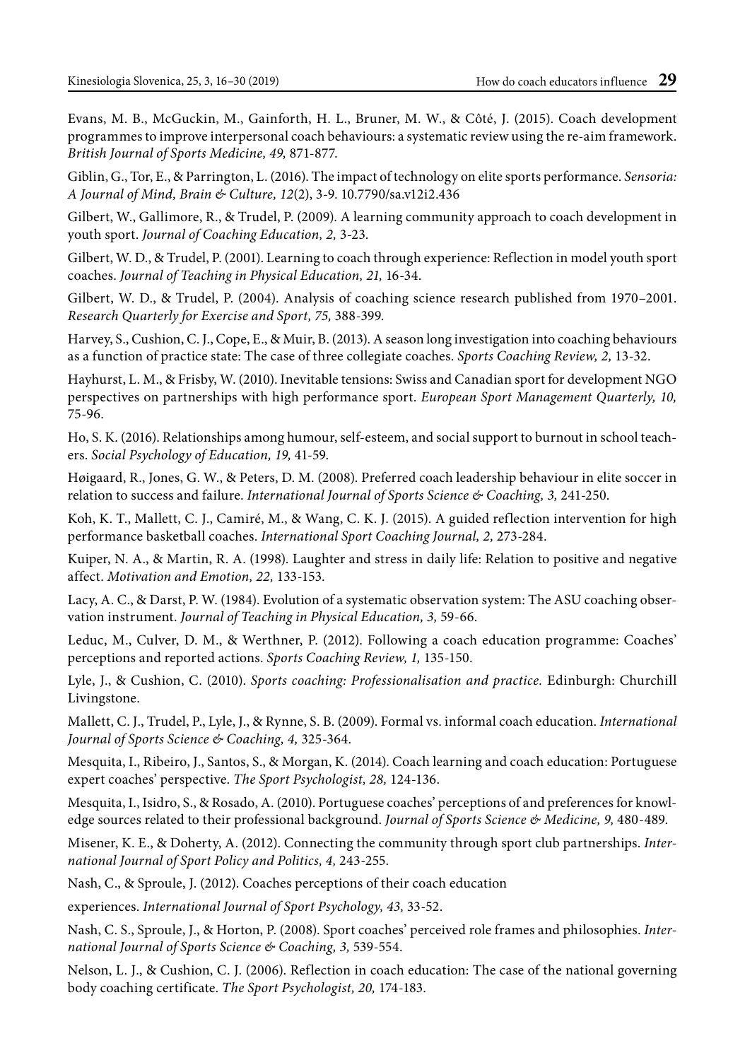Evans, M. B., McGuckin, M., Gainforth, H. L., Bruner, M. W., & Côté, J. (2015). Coach development programmes to improve interpersonal coach behaviours: a systematic review using the re-aim framework. *British Journal of Sports Medicine, 49,* 871-877.

Giblin, G., Tor, E., & Parrington, L. (2016). The impact of technology on elite sports performance. *Sensoria: A Journal of Mind, Brain & Culture, 12*(2), 3-9. 10.7790/sa.v12i2.436

Gilbert, W., Gallimore, R., & Trudel, P. (2009). A learning community approach to coach development in youth sport. *Journal of Coaching Education, 2,* 3-23.

Gilbert, W. D., & Trudel, P. (2001). Learning to coach through experience: Reflection in model youth sport coaches. *Journal of Teaching in Physical Education, 21,* 16-34.

Gilbert, W. D., & Trudel, P. (2004). Analysis of coaching science research published from 1970–2001. *Research Quarterly for Exercise and Sport, 75,* 388-399.

Harvey, S., Cushion, C. J., Cope, E., & Muir, B. (2013). A season long investigation into coaching behaviours as a function of practice state: The case of three collegiate coaches. *Sports Coaching Review, 2,* 13-32.

Hayhurst, L. M., & Frisby, W. (2010). Inevitable tensions: Swiss and Canadian sport for development NGO perspectives on partnerships with high performance sport. *European Sport Management Quarterly, 10,* 75-96.

Ho, S. K. (2016). Relationships among humour, self-esteem, and social support to burnout in school teachers. *Social Psychology of Education, 19,* 41-59.

Høigaard, R., Jones, G. W., & Peters, D. M. (2008). Preferred coach leadership behaviour in elite soccer in relation to success and failure. *International Journal of Sports Science & Coaching, 3,* 241-250.

Koh, K. T., Mallett, C. J., Camiré, M., & Wang, C. K. J. (2015). A guided reflection intervention for high performance basketball coaches. *International Sport Coaching Journal, 2,* 273-284.

Kuiper, N. A., & Martin, R. A. (1998). Laughter and stress in daily life: Relation to positive and negative affect. *Motivation and Emotion, 22,* 133-153.

Lacy, A. C., & Darst, P. W. (1984). Evolution of a systematic observation system: The ASU coaching observation instrument. *Journal of Teaching in Physical Education, 3,* 59-66.

Leduc, M., Culver, D. M., & Werthner, P. (2012). Following a coach education programme: Coaches' perceptions and reported actions. *Sports Coaching Review, 1,* 135-150.

Lyle, J., & Cushion, C. (2010). *Sports coaching: Professionalisation and practice.* Edinburgh: Churchill Livingstone.

Mallett, C. J., Trudel, P., Lyle, J., & Rynne, S. B. (2009). Formal vs. informal coach education. *International Journal of Sports Science & Coaching, 4,* 325-364.

Mesquita, I., Ribeiro, J., Santos, S., & Morgan, K. (2014). Coach learning and coach education: Portuguese expert coaches' perspective. *The Sport Psychologist, 28,* 124-136.

Mesquita, I., Isidro, S., & Rosado, A. (2010). Portuguese coaches' perceptions of and preferences for knowledge sources related to their professional background. *Journal of Sports Science & Medicine, 9,* 480-489.

Misener, K. E., & Doherty, A. (2012). Connecting the community through sport club partnerships. *International Journal of Sport Policy and Politics, 4,* 243-255.

Nash, C., & Sproule, J. (2012). Coaches perceptions of their coach education

experiences. *International Journal of Sport Psychology, 43,* 33-52.

Nash, C. S., Sproule, J., & Horton, P. (2008). Sport coaches' perceived role frames and philosophies. *International Journal of Sports Science & Coaching, 3,* 539-554.

Nelson, L. J., & Cushion, C. J. (2006). Reflection in coach education: The case of the national governing body coaching certificate. *The Sport Psychologist, 20,* 174-183.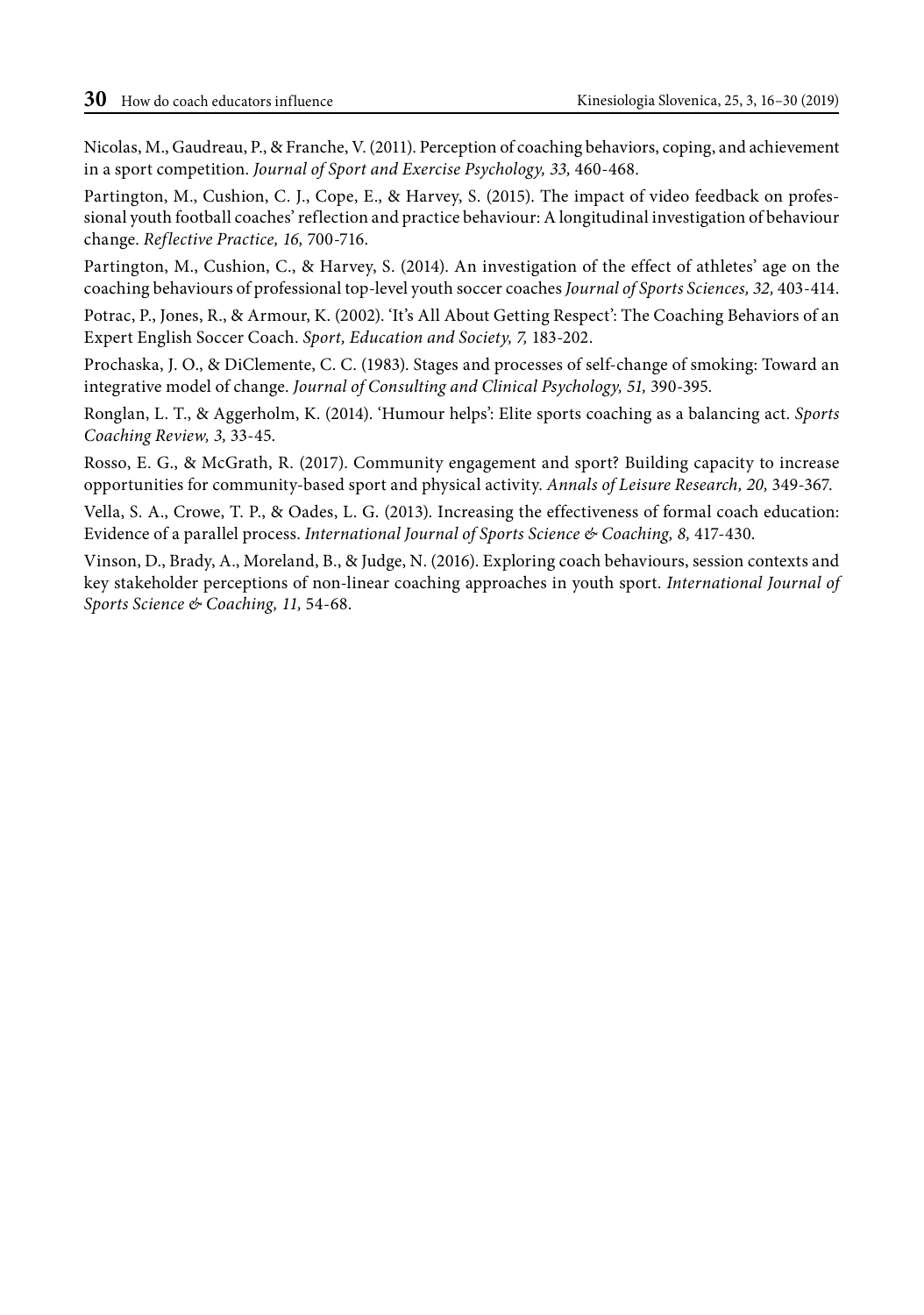Nicolas, M., Gaudreau, P., & Franche, V. (2011). Perception of coaching behaviors, coping, and achievement in a sport competition. *Journal of Sport and Exercise Psychology, 33,* 460-468.

Partington, M., Cushion, C. J., Cope, E., & Harvey, S. (2015). The impact of video feedback on professional youth football coaches' reflection and practice behaviour: A longitudinal investigation of behaviour change. *Reflective Practice, 16,* 700-716.

Partington, M., Cushion, C., & Harvey, S. (2014). An investigation of the effect of athletes' age on the coaching behaviours of professional top-level youth soccer coaches *Journal of Sports Sciences, 32,* 403-414.

Potrac, P., Jones, R., & Armour, K. (2002). 'It's All About Getting Respect': The Coaching Behaviors of an Expert English Soccer Coach. *Sport, Education and Society, 7,* 183-202.

Prochaska, J. O., & DiClemente, C. C. (1983). Stages and processes of self-change of smoking: Toward an integrative model of change. *Journal of Consulting and Clinical Psychology, 51,* 390-395.

Ronglan, L. T., & Aggerholm, K. (2014). 'Humour helps': Elite sports coaching as a balancing act. *Sports Coaching Review, 3,* 33-45.

Rosso, E. G., & McGrath, R. (2017). Community engagement and sport? Building capacity to increase opportunities for community-based sport and physical activity. *Annals of Leisure Research, 20,* 349-367.

Vella, S. A., Crowe, T. P., & Oades, L. G. (2013). Increasing the effectiveness of formal coach education: Evidence of a parallel process. *International Journal of Sports Science & Coaching, 8,* 417-430.

Vinson, D., Brady, A., Moreland, B., & Judge, N. (2016). Exploring coach behaviours, session contexts and key stakeholder perceptions of non-linear coaching approaches in youth sport. *International Journal of Sports Science & Coaching, 11,* 54-68.